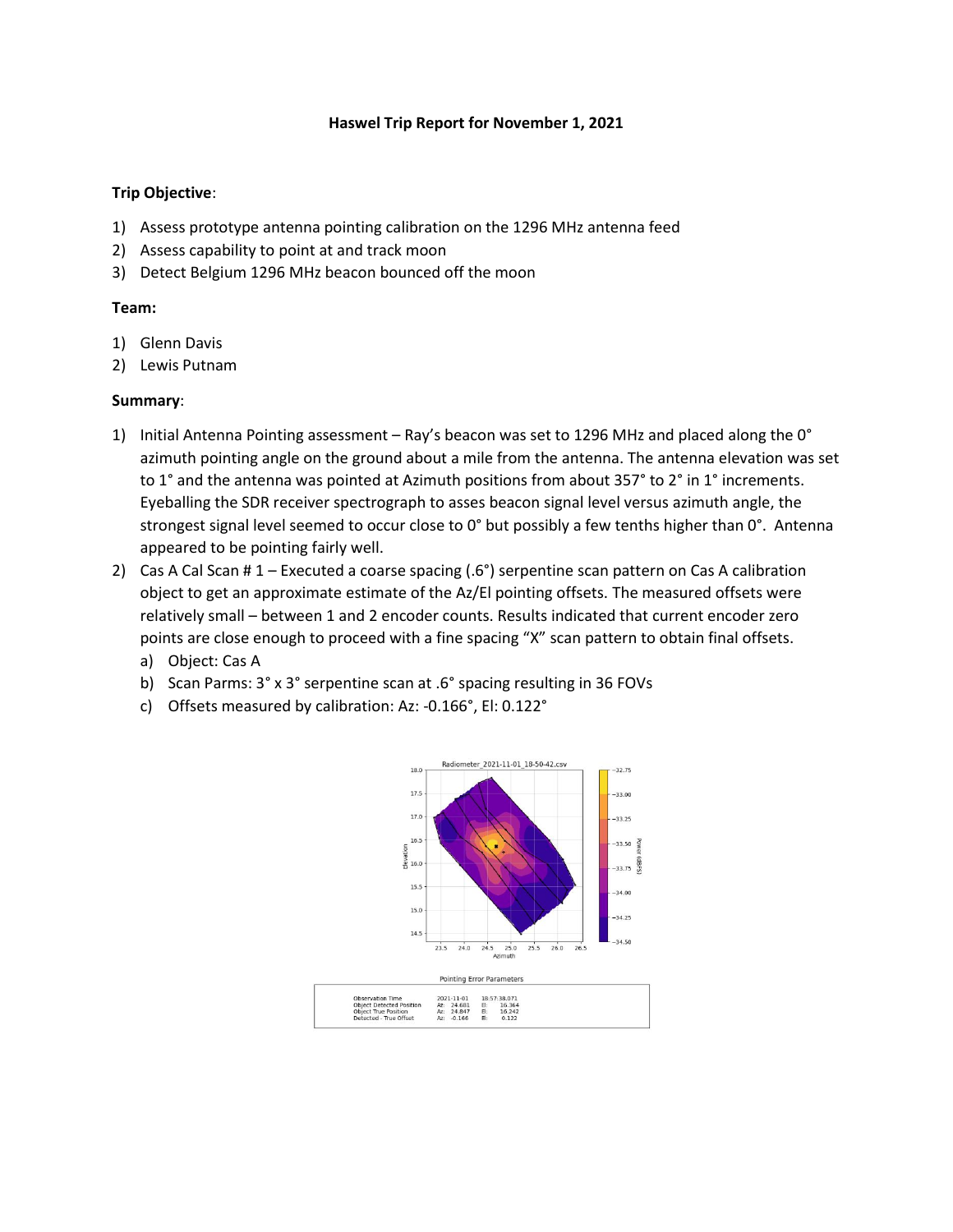# Haswel Trip Report for November 1, 2021

**Trip Objective**:

1) Assess prototype antenna pointing calibration on the 1296 MHz antenna feed
2) Assess capability to point at and track moon
3) Detect Belgium 1296 MHz beacon bounced off the moon

**Team:**

1) Glenn Davis
2) Lewis Putnam

**Summary**:

1) Initial Antenna Pointing assessment – Ray's beacon was set to 1296 MHz and placed along the 0° azimuth pointing angle on the ground about a mile from the antenna. The antenna elevation was set to 1° and the antenna was pointed at Azimuth positions from about 357° to 2° in 1° increments. Eyeballing the SDR receiver spectrograph to asses beacon signal level versus azimuth angle, the strongest signal level seemed to occur close to 0° but possibly a few tenths higher than 0°. Antenna appeared to be pointing fairly well.
2) Cas A Cal Scan # 1 – Executed a coarse spacing (.6°) serpentine scan pattern on Cas A calibration object to get an approximate estimate of the Az/El pointing offsets. The measured offsets were relatively small – between 1 and 2 encoder counts. Results indicated that current encoder zero points are close enough to proceed with a fine spacing "X" scan pattern to obtain final offsets.
   a) Object: Cas A
   b) Scan Parms: 3° x 3° serpentine scan at .6° spacing resulting in 36 FOVs
   c) Offsets measured by calibration: Az: -0.166°, El: 0.122°

Pointing Error Parameters

| | | |
|---|---|---|
| Observation Time | 2021-11-01 | 18:57:38.071 |
| Object Detected Position | Az: 24.681 | El: 16.364 |
| Object True Position | Az: 24.847 | El: 16.242 |
| Detected - True Offset | Az: -0.166 | El: 0.122 |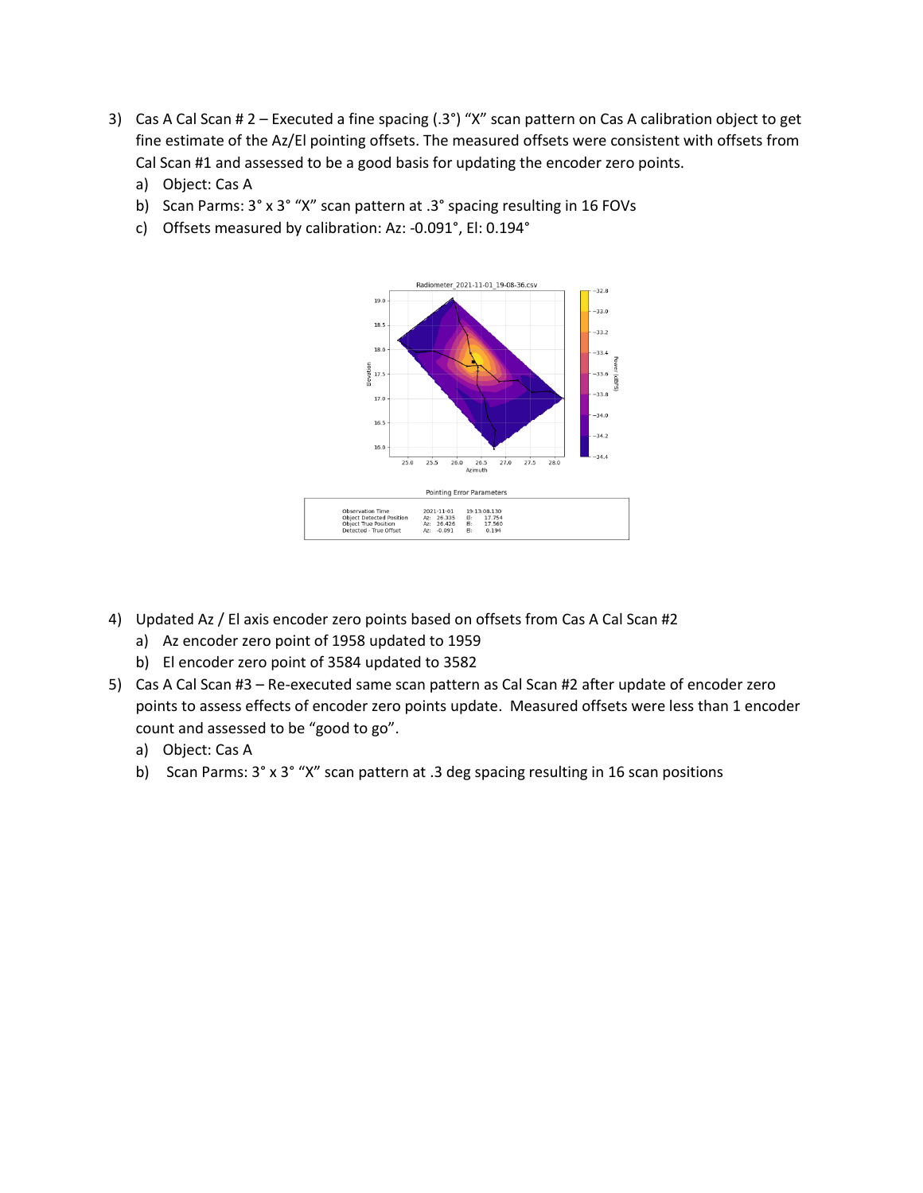3) Cas A Cal Scan # 2 – Executed a fine spacing (.3°) "X" scan pattern on Cas A calibration object to get fine estimate of the Az/El pointing offsets. The measured offsets were consistent with offsets from Cal Scan #1 and assessed to be a good basis for updating the encoder zero points.
   a) Object: Cas A
   b) Scan Parms: 3° x 3° "X" scan pattern at .3° spacing resulting in 16 FOVs
   c) Offsets measured by calibration: Az: -0.091°, El: 0.194°

Radiometer_2021-11-01_19-08-36.csv

Pointing Error Parameters

| | | | | |
|---|---|---|---|---|
| Observation Time | 2021-11-01 | | 19:13:08.130 | |
| Object Detected Position | Az: | 26.335 | El: | 17.754 |
| Object True Position | Az: | 26.426 | El: | 17.560 |
| Detected - True Offset | Az: | -0.091 | El: | 0.194 |

4) Updated Az / El axis encoder zero points based on offsets from Cas A Cal Scan #2
   a) Az encoder zero point of 1958 updated to 1959
   b) El encoder zero point of 3584 updated to 3582
5) Cas A Cal Scan #3 – Re-executed same scan pattern as Cal Scan #2 after update of encoder zero points to assess effects of encoder zero points update. Measured offsets were less than 1 encoder count and assessed to be "good to go".
   a) Object: Cas A
   b) Scan Parms: 3° x 3° "X" scan pattern at .3 deg spacing resulting in 16 scan positions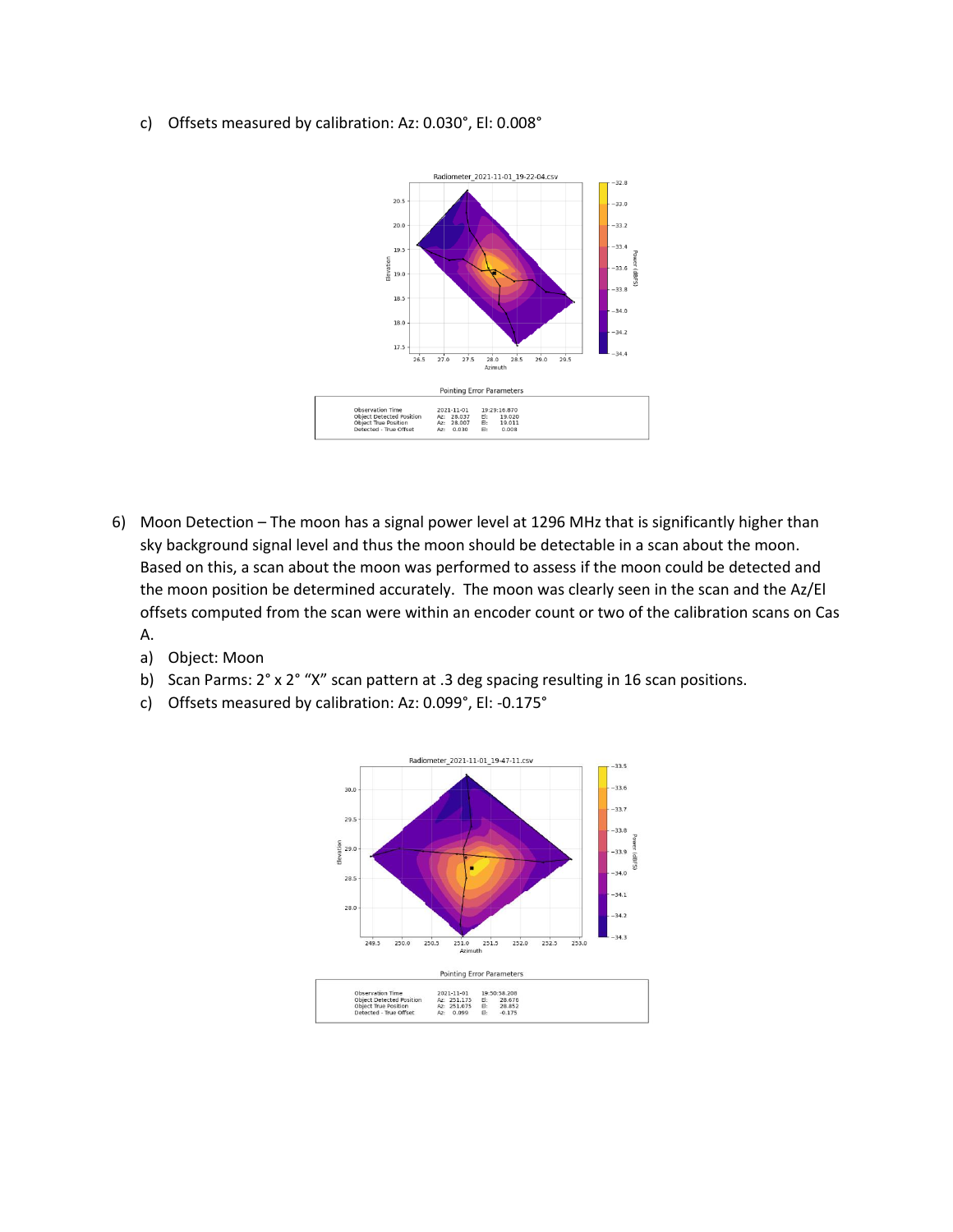c) Offsets measured by calibration: Az: 0.030°, El: 0.008°

Pointing Error Parameters

| | | | | |
|---|---|---|---|---|
| Observation Time | 2021-11-01 | | 19:29:16.870 | |
| Object Detected Position | Az: | 28.037 | El: | 19.020 |
| Object True Position | Az: | 28.007 | El: | 19.011 |
| Detected - True Offset | Az: | 0.030 | El: | 0.008 |

6) Moon Detection – The moon has a signal power level at 1296 MHz that is significantly higher than sky background signal level and thus the moon should be detectable in a scan about the moon. Based on this, a scan about the moon was performed to assess if the moon could be detected and the moon position be determined accurately. The moon was clearly seen in the scan and the Az/El offsets computed from the scan were within an encoder count or two of the calibration scans on Cas A.

   a) Object: Moon

   b) Scan Parms: 2° x 2° "X" scan pattern at .3 deg spacing resulting in 16 scan positions.

   c) Offsets measured by calibration: Az: 0.099°, El: -0.175°

Pointing Error Parameters

| | | | | |
|---|---|---|---|---|
| Observation Time | 2021-11-01 | | 19:50:58.208 | |
| Object Detected Position | Az: | 251.175 | El: | 28.678 |
| Object True Position | Az: | 251.075 | El: | 28.852 |
| Detected - True Offset | Az: | 0.099 | El: | -0.175 |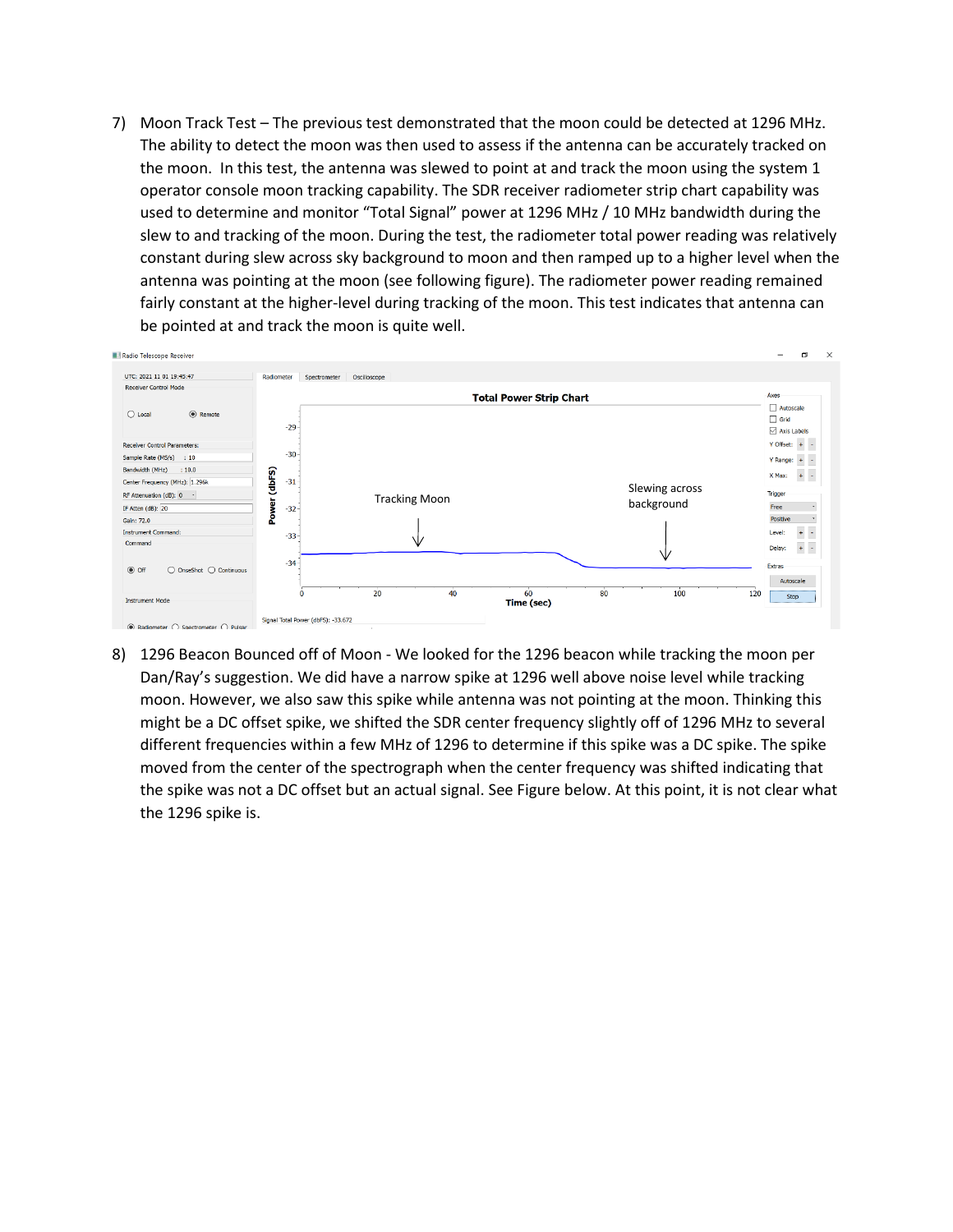7) Moon Track Test – The previous test demonstrated that the moon could be detected at 1296 MHz. The ability to detect the moon was then used to assess if the antenna can be accurately tracked on the moon. In this test, the antenna was slewed to point at and track the moon using the system 1 operator console moon tracking capability. The SDR receiver radiometer strip chart capability was used to determine and monitor "Total Signal" power at 1296 MHz / 10 MHz bandwidth during the slew to and tracking of the moon. During the test, the radiometer total power reading was relatively constant during slew across sky background to moon and then ramped up to a higher level when the antenna was pointing at the moon (see following figure). The radiometer power reading remained fairly constant at the higher-level during tracking of the moon. This test indicates that antenna can be pointed at and track the moon is quite well.

8) 1296 Beacon Bounced off of Moon - We looked for the 1296 beacon while tracking the moon per Dan/Ray's suggestion. We did have a narrow spike at 1296 well above noise level while tracking moon. However, we also saw this spike while antenna was not pointing at the moon. Thinking this might be a DC offset spike, we shifted the SDR center frequency slightly off of 1296 MHz to several different frequencies within a few MHz of 1296 to determine if this spike was a DC spike. The spike moved from the center of the spectrograph when the center frequency was shifted indicating that the spike was not a DC offset but an actual signal. See Figure below. At this point, it is not clear what the 1296 spike is.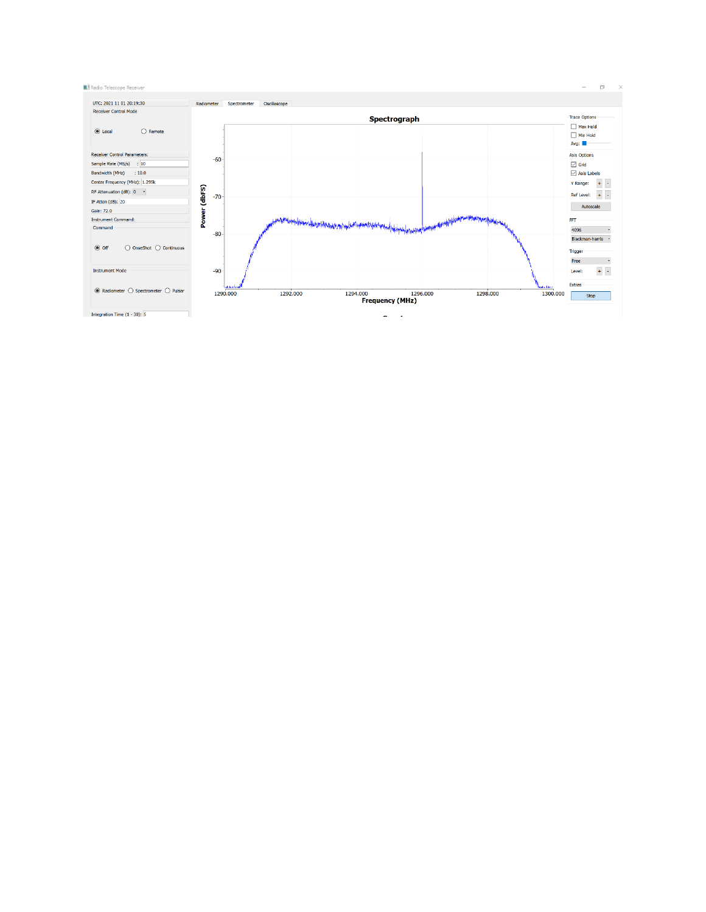Radio Telescope Receiver

UTC: 2021 11 01 20:19:30

Receiver Control Mode

Local

Remote

Receiver Control Parameters:

Sample Rate (MS/s) : 10

Bandwidth (MHz) : 10.0

Center Frequency (MHz): 1.295k

RF Attenuation (dB): 0

IF Atten (dB): 20

Gain: 72.0

Instrument Command:

Command

Off

OneShot

Continuous

Instrument Mode

Radiometer

Spectrometer

Pulsar

Integration Time (1 - 30): 5

Radiometer

Spectrometer

Oscilloscope

Spectrograph

Power (dbFS)

-60

-70

-80

-90

1290.000

1292.000

1294.000

1296.000

1298.000

1300.000

Frequency (MHz)

Trace Options

Max Hold

Min Hold

Avg:

Axis Options

Grid

Axis Labels

Y Range:

Ref Level:

Autoscale

FFT

4096

Blackman-harris

Trigger

Free

Level:

Extras

Stop